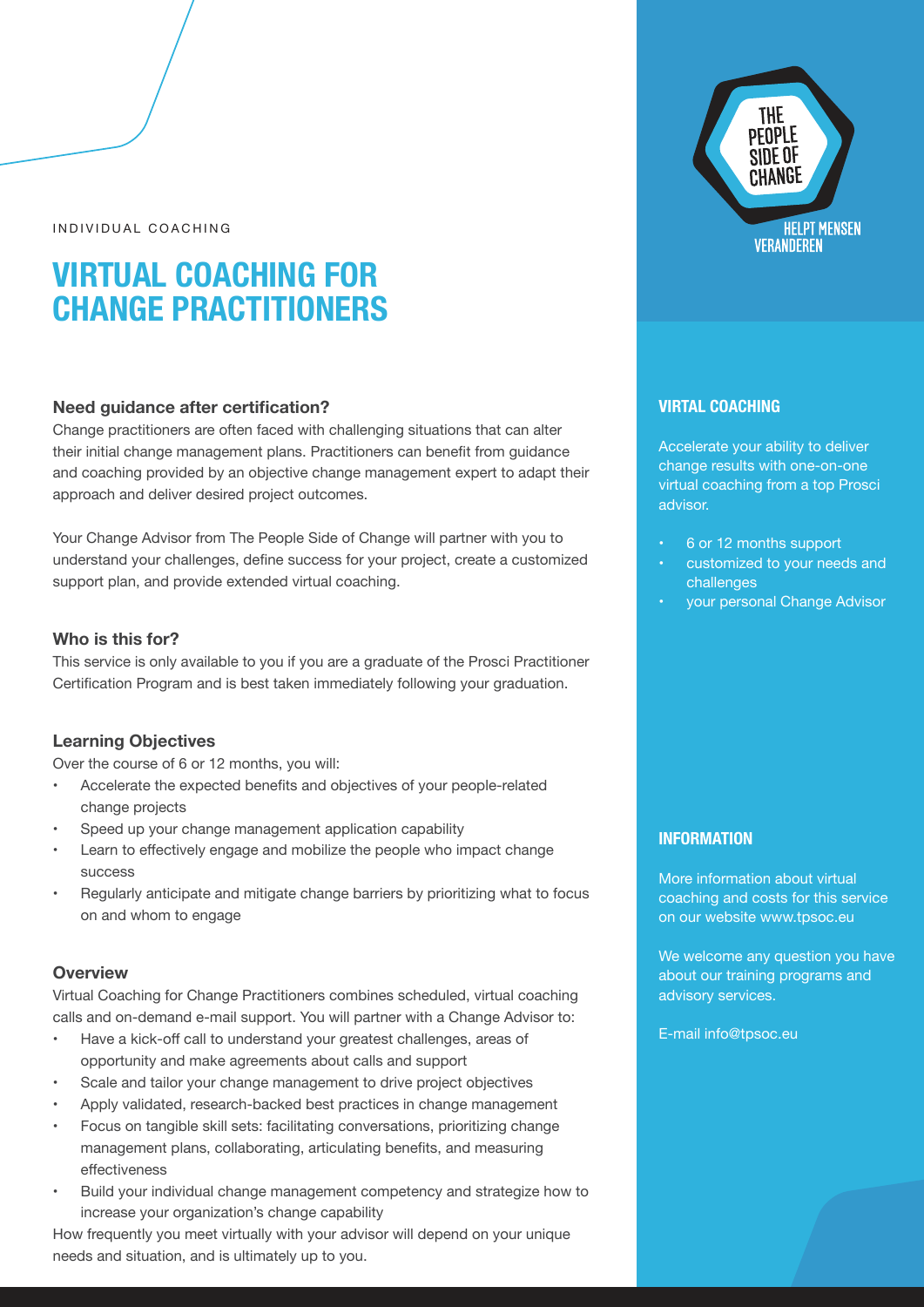INDIVIDUAL COACHING

# VIRTUAL COACHING FOR CHANGE PRACTITIONERS

### Need guidance after certification?

Change practitioners are often faced with challenging situations that can alter their initial change management plans. Practitioners can benefit from guidance and coaching provided by an objective change management expert to adapt their approach and deliver desired project outcomes.

Your Change Advisor from The People Side of Change will partner with you to understand your challenges, define success for your project, create a customized support plan, and provide extended virtual coaching.

### Who is this for?

This service is only available to you if you are a graduate of the Prosci Practitioner Certification Program and is best taken immediately following your graduation.

### Learning Objectives

Over the course of 6 or 12 months, you will:

- Accelerate the expected benefits and objectives of your people-related change projects
- Speed up your change management application capability
- Learn to effectively engage and mobilize the people who impact change success
- Regularly anticipate and mitigate change barriers by prioritizing what to focus on and whom to engage

### Overview

Virtual Coaching for Change Practitioners combines scheduled, virtual coaching calls and on-demand e-mail support. You will partner with a Change Advisor to:

- Have a kick-off call to understand your greatest challenges, areas of opportunity and make agreements about calls and support
- Scale and tailor your change management to drive project objectives
- Apply validated, research-backed best practices in change management
- Focus on tangible skill sets: facilitating conversations, prioritizing change management plans, collaborating, articulating benefits, and measuring effectiveness
- Build your individual change management competency and strategize how to increase your organization's change capability

How frequently you meet virtually with your advisor will depend on your unique needs and situation, and is ultimately up to you.

THE PEOPLE SIDE OF CHANGE

HELPT MENSEN VERANDEREN

### VIRTAL COACHING

Accelerate your ability to deliver change results with one-on-one virtual coaching from a top Prosci advisor.

- 6 or 12 months support
- customized to your needs and challenges
- your personal Change Advisor

### INFORMATION

More information about virtual coaching and costs for this service on our website www.tpsoc.eu

We welcome any question you have about our training programs and advisory services.

E-mail info@tpsoc.eu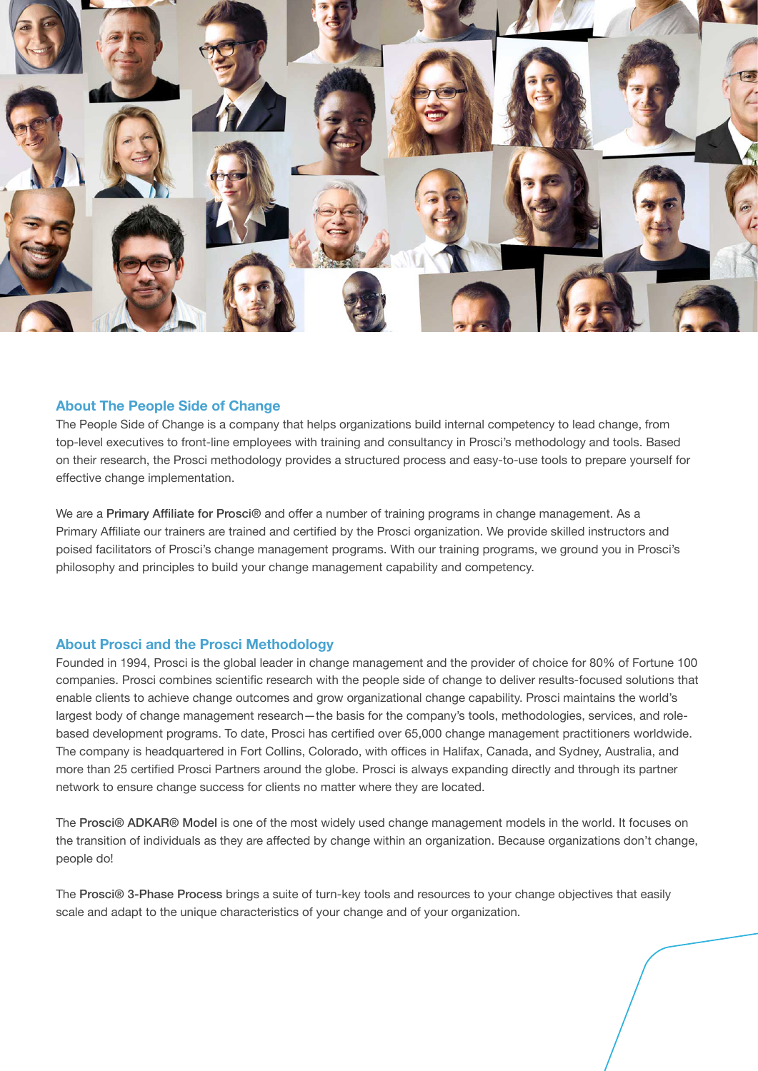## About The People Side of Change

The People Side of Change is a company that helps organizations build internal competency to lead change, from top-level executives to front-line employees with training and consultancy in Prosci's methodology and tools. Based on their research, the Prosci methodology provides a structured process and easy-to-use tools to prepare yourself for effective change implementation.

We are a **Primary Affiliate for Prosci®** and offer a number of training programs in change management. As a Primary Affiliate our trainers are trained and certified by the Prosci organization. We provide skilled instructors and poised facilitators of Prosci's change management programs. With our training programs, we ground you in Prosci's philosophy and principles to build your change management capability and competency.

## About Prosci and the Prosci Methodology

Founded in 1994, Prosci is the global leader in change management and the provider of choice for 80% of Fortune 100 companies. Prosci combines scientific research with the people side of change to deliver results-focused solutions that enable clients to achieve change outcomes and grow organizational change capability. Prosci maintains the world's largest body of change management research—the basis for the company's tools, methodologies, services, and role-based development programs. To date, Prosci has certified over 65,000 change management practitioners worldwide. The company is headquartered in Fort Collins, Colorado, with offices in Halifax, Canada, and Sydney, Australia, and more than 25 certified Prosci Partners around the globe. Prosci is always expanding directly and through its partner network to ensure change success for clients no matter where they are located.

The **Prosci® ADKAR® Model** is one of the most widely used change management models in the world. It focuses on the transition of individuals as they are affected by change within an organization. Because organizations don't change, people do!

The **Prosci® 3-Phase Process** brings a suite of turn-key tools and resources to your change objectives that easily scale and adapt to the unique characteristics of your change and of your organization.